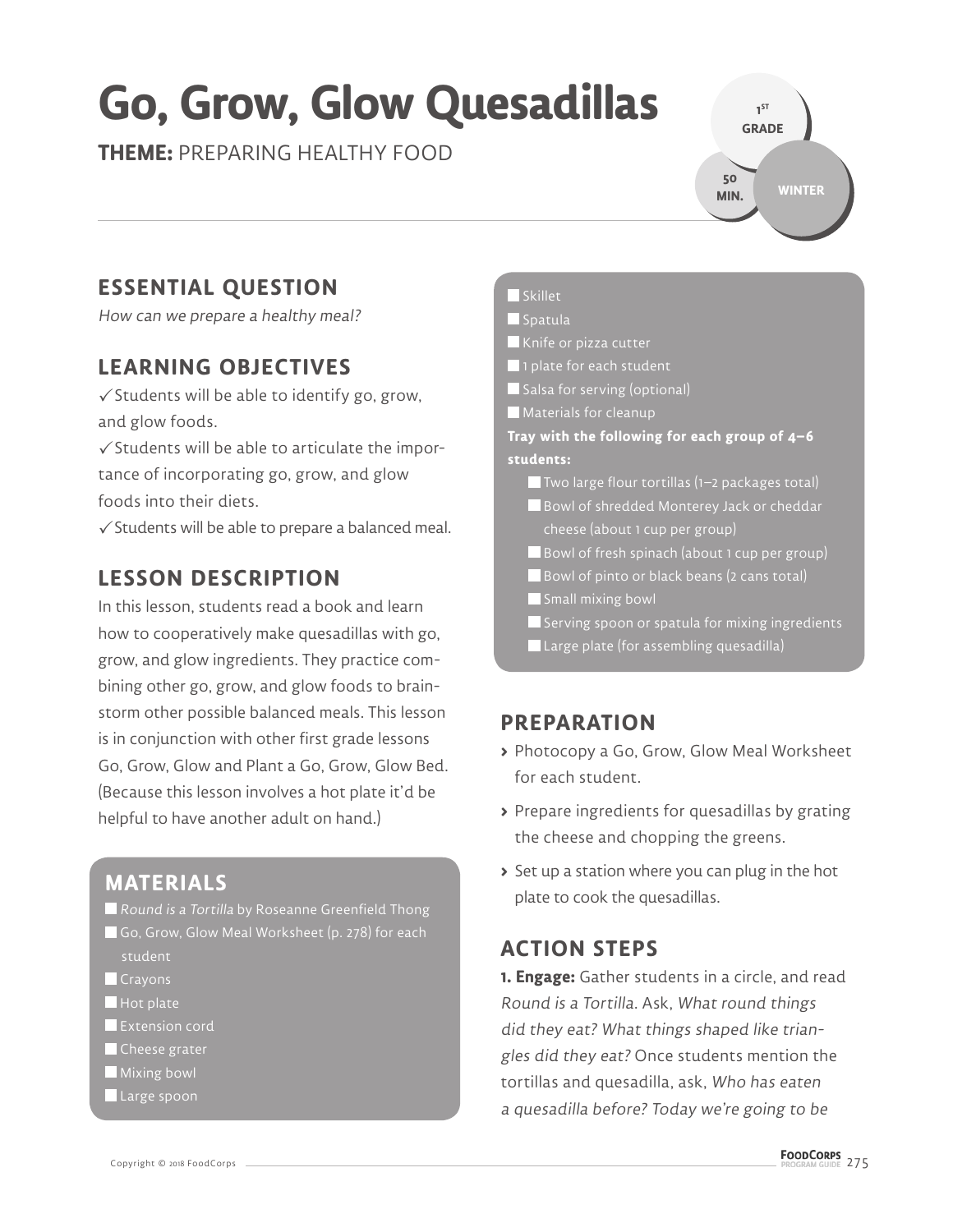# Go, Grow, Glow Quesadillas

**THEME:** PREPARING HEALTHY FOOD

1ST GRADE | 50 MIN. | WINTER

## ESSENTIAL QUESTION

*How can we prepare a healthy meal?*

## LEARNING OBJECTIVES

✓ Students will be able to identify go, grow, and glow foods.

✓ Students will be able to articulate the importance of incorporating go, grow, and glow foods into their diets.

✓ Students will be able to prepare a balanced meal.

## LESSON DESCRIPTION

In this lesson, students read a book and learn how to cooperatively make quesadillas with go, grow, and glow ingredients. They practice combining other go, grow, and glow foods to brainstorm other possible balanced meals. This lesson is in conjunction with other first grade lessons Go, Grow, Glow and Plant a Go, Grow, Glow Bed. (Because this lesson involves a hot plate it'd be helpful to have another adult on hand.)

## MATERIALS

- *Round is a Tortilla* by Roseanne Greenfield Thong
- Go, Grow, Glow Meal Worksheet (p. 278) for each student
- Crayons
- Hot plate
- Extension cord
- Cheese grater
- Mixing bowl
- Large spoon
- Skillet
- Spatula
- Knife or pizza cutter
- 1 plate for each student
- Salsa for serving (optional)
- Materials for cleanup

**Tray with the following for each group of 4–6 students:**

- Two large flour tortillas (1–2 packages total)
- Bowl of shredded Monterey Jack or cheddar cheese (about 1 cup per group)
- Bowl of fresh spinach (about 1 cup per group)
- Bowl of pinto or black beans (2 cans total)
- Small mixing bowl
- Serving spoon or spatula for mixing ingredients
- Large plate (for assembling quesadilla)

## PREPARATION

- Photocopy a Go, Grow, Glow Meal Worksheet for each student.
- Prepare ingredients for quesadillas by grating the cheese and chopping the greens.
- Set up a station where you can plug in the hot plate to cook the quesadillas.

## ACTION STEPS

**1. Engage:** Gather students in a circle, and read *Round is a Tortilla*. Ask, *What round things did they eat? What things shaped like triangles did they eat?* Once students mention the tortillas and quesadilla, ask, *Who has eaten a quesadilla before? Today we're going to be*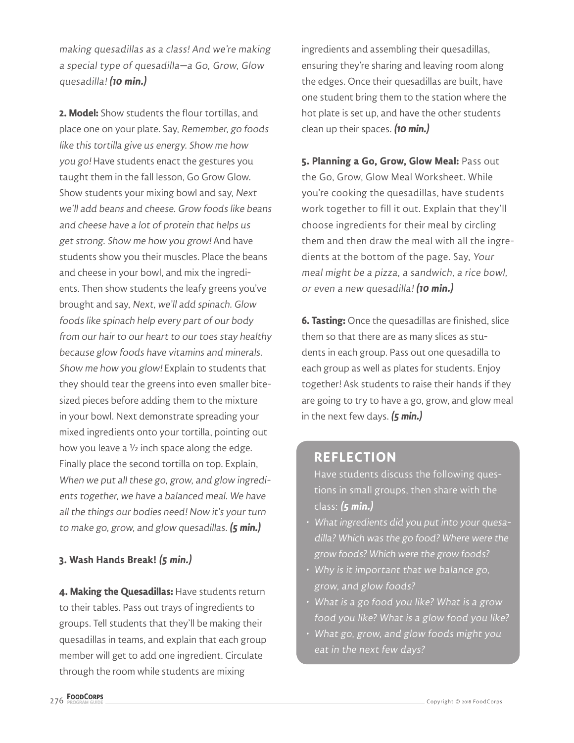*making quesadillas as a class! And we're making a special type of quesadilla—a Go, Grow, Glow quesadilla!* ***(10 min.)***

**2. Model:** Show students the flour tortillas, and place one on your plate. Say, *Remember, go foods like this tortilla give us energy. Show me how you go!* Have students enact the gestures you taught them in the fall lesson, Go Grow Glow. Show students your mixing bowl and say, *Next we'll add beans and cheese. Grow foods like beans and cheese have a lot of protein that helps us get strong. Show me how you grow!* And have students show you their muscles. Place the beans and cheese in your bowl, and mix the ingredients. Then show students the leafy greens you've brought and say, *Next, we'll add spinach. Glow foods like spinach help every part of our body from our hair to our heart to our toes stay healthy because glow foods have vitamins and minerals. Show me how you glow!* Explain to students that they should tear the greens into even smaller bite-sized pieces before adding them to the mixture in your bowl. Next demonstrate spreading your mixed ingredients onto your tortilla, pointing out how you leave a ½ inch space along the edge. Finally place the second tortilla on top. Explain, *When we put all these go, grow, and glow ingredients together, we have a balanced meal. We have all the things our bodies need! Now it's your turn to make go, grow, and glow quesadillas.* ***(5 min.)***

**3. Wash Hands Break!** ***(5 min.)***

**4. Making the Quesadillas:** Have students return to their tables. Pass out trays of ingredients to groups. Tell students that they'll be making their quesadillas in teams, and explain that each group member will get to add one ingredient. Circulate through the room while students are mixing ingredients and assembling their quesadillas, ensuring they're sharing and leaving room along the edges. Once their quesadillas are built, have one student bring them to the station where the hot plate is set up, and have the other students clean up their spaces. ***(10 min.)***

**5. Planning a Go, Grow, Glow Meal:** Pass out the Go, Grow, Glow Meal Worksheet. While you're cooking the quesadillas, have students work together to fill it out. Explain that they'll choose ingredients for their meal by circling them and then draw the meal with all the ingredients at the bottom of the page. Say, *Your meal might be a pizza, a sandwich, a rice bowl, or even a new quesadilla!* ***(10 min.)***

**6. Tasting:** Once the quesadillas are finished, slice them so that there are as many slices as students in each group. Pass out one quesadilla to each group as well as plates for students. Enjoy together! Ask students to raise their hands if they are going to try to have a go, grow, and glow meal in the next few days. ***(5 min.)***

## REFLECTION

Have students discuss the following questions in small groups, then share with the class: ***(5 min.)***

- *What ingredients did you put into your quesadilla? Which was the go food? Where were the grow foods? Which were the grow foods?*
- *Why is it important that we balance go, grow, and glow foods?*
- *What is a go food you like? What is a grow food you like? What is a glow food you like?*
- *What go, grow, and glow foods might you eat in the next few days?*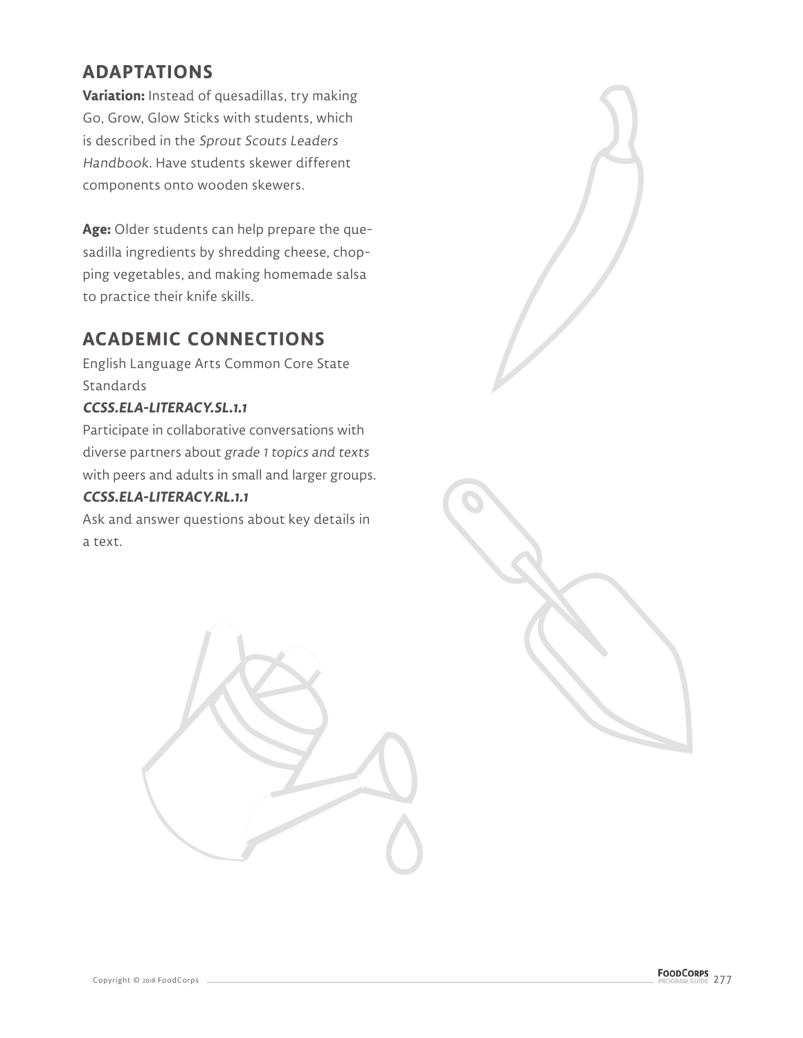## ADAPTATIONS

**Variation:** Instead of quesadillas, try making Go, Grow, Glow Sticks with students, which is described in the *Sprout Scouts Leaders Handbook*. Have students skewer different components onto wooden skewers.

**Age:** Older students can help prepare the quesadilla ingredients by shredding cheese, chopping vegetables, and making homemade salsa to practice their knife skills.

## ACADEMIC CONNECTIONS

English Language Arts Common Core State Standards

***CCSS.ELA-LITERACY.SL.1.1***

Participate in collaborative conversations with diverse partners about *grade 1 topics and texts* with peers and adults in small and larger groups.

***CCSS.ELA-LITERACY.RL.1.1***

Ask and answer questions about key details in a text.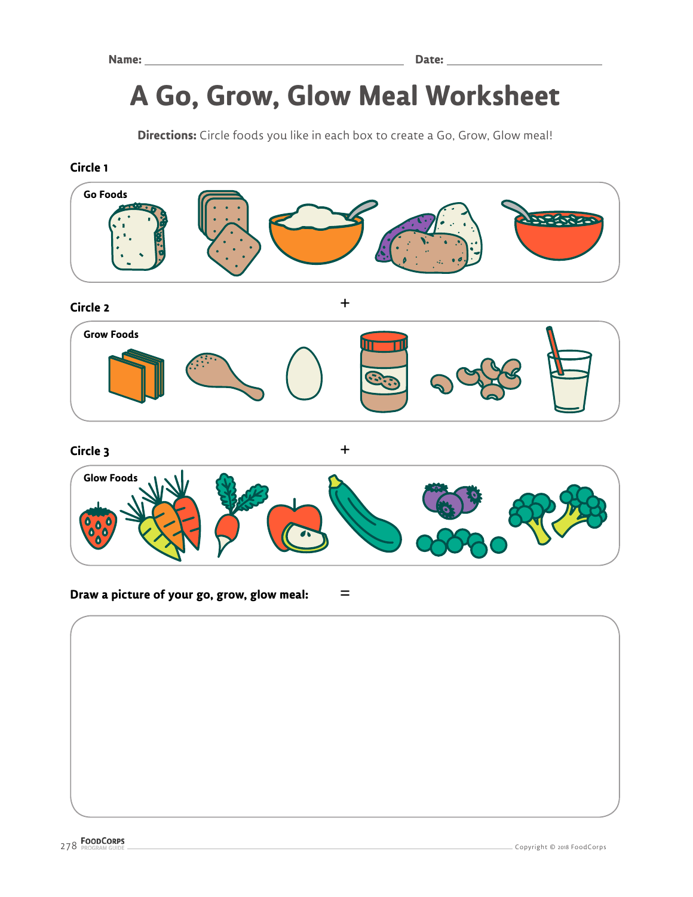Name: ______________________ Date: ______________

# A Go, Grow, Glow Meal Worksheet

**Directions:** Circle foods you like in each box to create a Go, Grow, Glow meal!

**Circle 1**

**Go Foods**

+

**Circle 2**

**Grow Foods**

+

**Circle 3**

**Glow Foods**

**Draw a picture of your go, grow, glow meal:** =

Copyright © 2018 FoodCorps